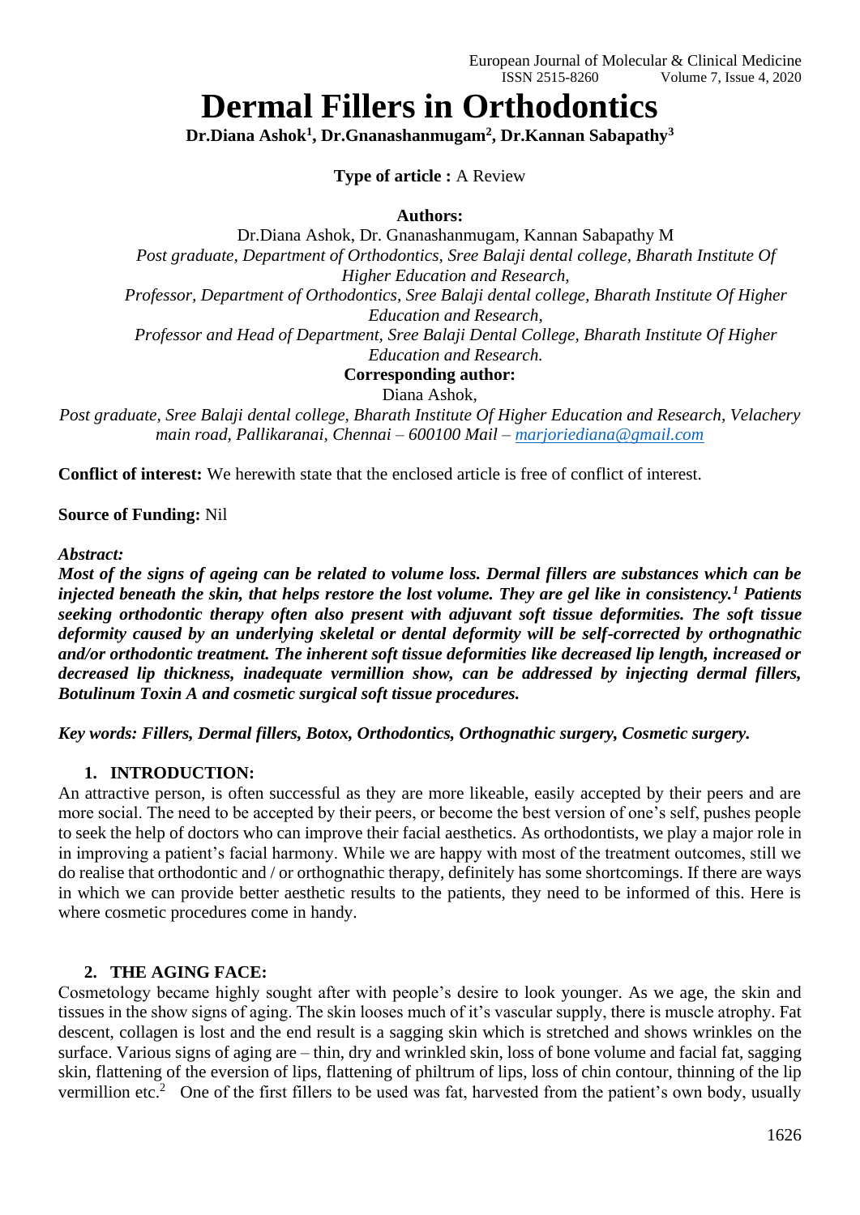# Dermal Fillers in Orthodontics

**Dr.Diana Ashok[1], Dr.Gnanashanmugam[2], Dr.Kannan Sabapathy[3]**

**Type of article :** A Review

**Authors:**

Dr.Diana Ashok, Dr. Gnanashanmugam, Kannan Sabapathy M

*Post graduate, Department of Orthodontics, Sree Balaji dental college, Bharath Institute Of Higher Education and Research,*

*Professor, Department of Orthodontics, Sree Balaji dental college, Bharath Institute Of Higher Education and Research,*

*Professor and Head of Department, Sree Balaji Dental College, Bharath Institute Of Higher Education and Research.*

**Corresponding author:**

Diana Ashok,

*Post graduate, Sree Balaji dental college, Bharath Institute Of Higher Education and Research, Velachery main road, Pallikaranai, Chennai – 600100 Mail – marjoriediana@gmail.com*

**Conflict of interest:** We herewith state that the enclosed article is free of conflict of interest.

**Source of Funding:** Nil

***Abstract:***

***Most of the signs of ageing can be related to volume loss. Dermal fillers are substances which can be injected beneath the skin, that helps restore the lost volume. They are gel like in consistency.[1] Patients seeking orthodontic therapy often also present with adjuvant soft tissue deformities. The soft tissue deformity caused by an underlying skeletal or dental deformity will be self-corrected by orthognathic and/or orthodontic treatment. The inherent soft tissue deformities like decreased lip length, increased or decreased lip thickness, inadequate vermillion show, can be addressed by injecting dermal fillers, Botulinum Toxin A and cosmetic surgical soft tissue procedures.***

***Key words: Fillers, Dermal fillers, Botox, Orthodontics, Orthognathic surgery, Cosmetic surgery.***

## 1. INTRODUCTION:

An attractive person, is often successful as they are more likeable, easily accepted by their peers and are more social. The need to be accepted by their peers, or become the best version of one's self, pushes people to seek the help of doctors who can improve their facial aesthetics. As orthodontists, we play a major role in in improving a patient's facial harmony. While we are happy with most of the treatment outcomes, still we do realise that orthodontic and / or orthognathic therapy, definitely has some shortcomings. If there are ways in which we can provide better aesthetic results to the patients, they need to be informed of this. Here is where cosmetic procedures come in handy.

## 2. THE AGING FACE:

Cosmetology became highly sought after with people's desire to look younger. As we age, the skin and tissues in the show signs of aging. The skin looses much of it's vascular supply, there is muscle atrophy. Fat descent, collagen is lost and the end result is a sagging skin which is stretched and shows wrinkles on the surface. Various signs of aging are – thin, dry and wrinkled skin, loss of bone volume and facial fat, sagging skin, flattening of the eversion of lips, flattening of philtrum of lips, loss of chin contour, thinning of the lip vermillion etc.[2] One of the first fillers to be used was fat, harvested from the patient's own body, usually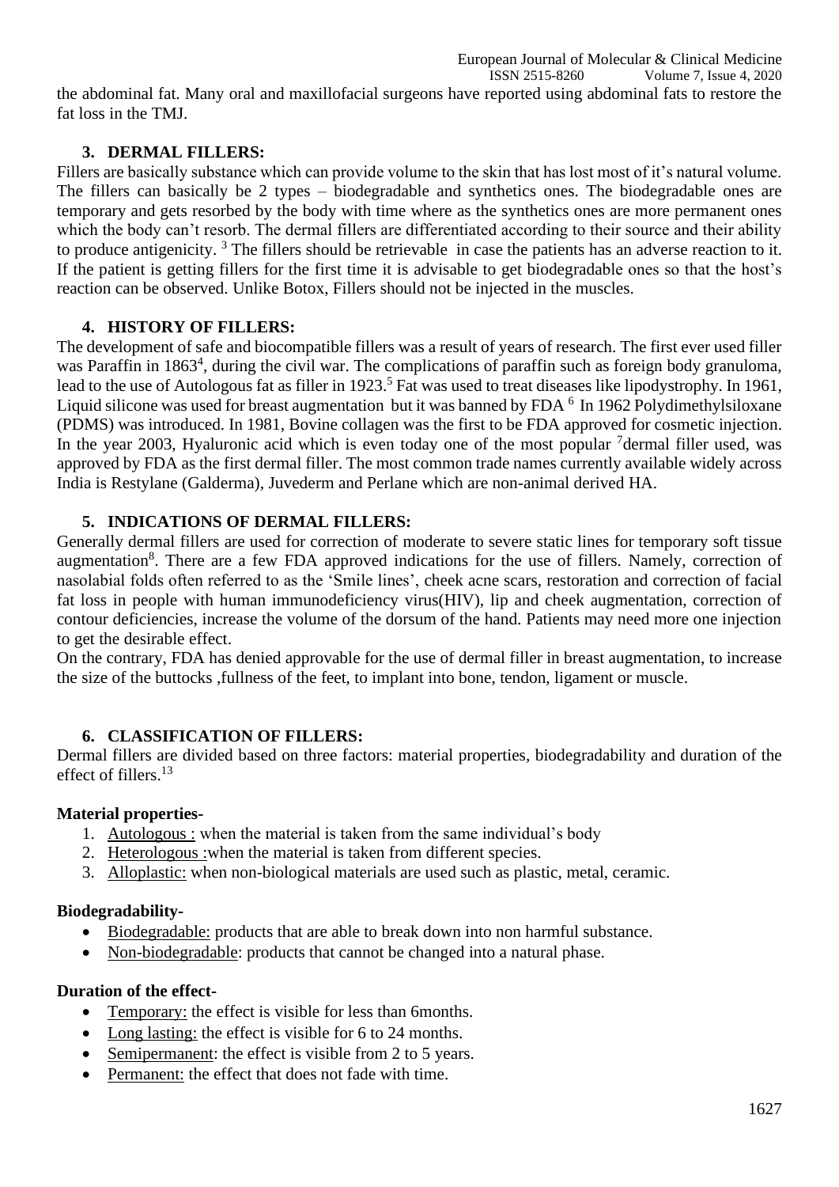the abdominal fat. Many oral and maxillofacial surgeons have reported using abdominal fats to restore the fat loss in the TMJ.

## 3. DERMAL FILLERS:

Fillers are basically substance which can provide volume to the skin that has lost most of it's natural volume. The fillers can basically be 2 types – biodegradable and synthetics ones. The biodegradable ones are temporary and gets resorbed by the body with time where as the synthetics ones are more permanent ones which the body can't resorb. The dermal fillers are differentiated according to their source and their ability to produce antigenicity. [3] The fillers should be retrievable in case the patients has an adverse reaction to it. If the patient is getting fillers for the first time it is advisable to get biodegradable ones so that the host's reaction can be observed. Unlike Botox, Fillers should not be injected in the muscles.

## 4. HISTORY OF FILLERS:

The development of safe and biocompatible fillers was a result of years of research. The first ever used filler was Paraffin in 1863[4], during the civil war. The complications of paraffin such as foreign body granuloma, lead to the use of Autologous fat as filler in 1923.[5] Fat was used to treat diseases like lipodystrophy. In 1961, Liquid silicone was used for breast augmentation but it was banned by FDA [6] In 1962 Polydimethylsiloxane (PDMS) was introduced. In 1981, Bovine collagen was the first to be FDA approved for cosmetic injection. In the year 2003, Hyaluronic acid which is even today one of the most popular [7]dermal filler used, was approved by FDA as the first dermal filler. The most common trade names currently available widely across India is Restylane (Galderma), Juvederm and Perlane which are non-animal derived HA.

## 5. INDICATIONS OF DERMAL FILLERS:

Generally dermal fillers are used for correction of moderate to severe static lines for temporary soft tissue augmentation[8]. There are a few FDA approved indications for the use of fillers. Namely, correction of nasolabial folds often referred to as the 'Smile lines', cheek acne scars, restoration and correction of facial fat loss in people with human immunodeficiency virus(HIV), lip and cheek augmentation, correction of contour deficiencies, increase the volume of the dorsum of the hand. Patients may need more one injection to get the desirable effect.

On the contrary, FDA has denied approvable for the use of dermal filler in breast augmentation, to increase the size of the buttocks ,fullness of the feet, to implant into bone, tendon, ligament or muscle.

## 6. CLASSIFICATION OF FILLERS:

Dermal fillers are divided based on three factors: material properties, biodegradability and duration of the effect of fillers.[13]

**Material properties-**

1. Autologous : when the material is taken from the same individual's body
2. Heterologous :when the material is taken from different species.
3. Alloplastic: when non-biological materials are used such as plastic, metal, ceramic.

**Biodegradability-**

- Biodegradable: products that are able to break down into non harmful substance.
- Non-biodegradable: products that cannot be changed into a natural phase.

**Duration of the effect-**

- Temporary: the effect is visible for less than 6months.
- Long lasting: the effect is visible for 6 to 24 months.
- Semipermanent: the effect is visible from 2 to 5 years.
- Permanent: the effect that does not fade with time.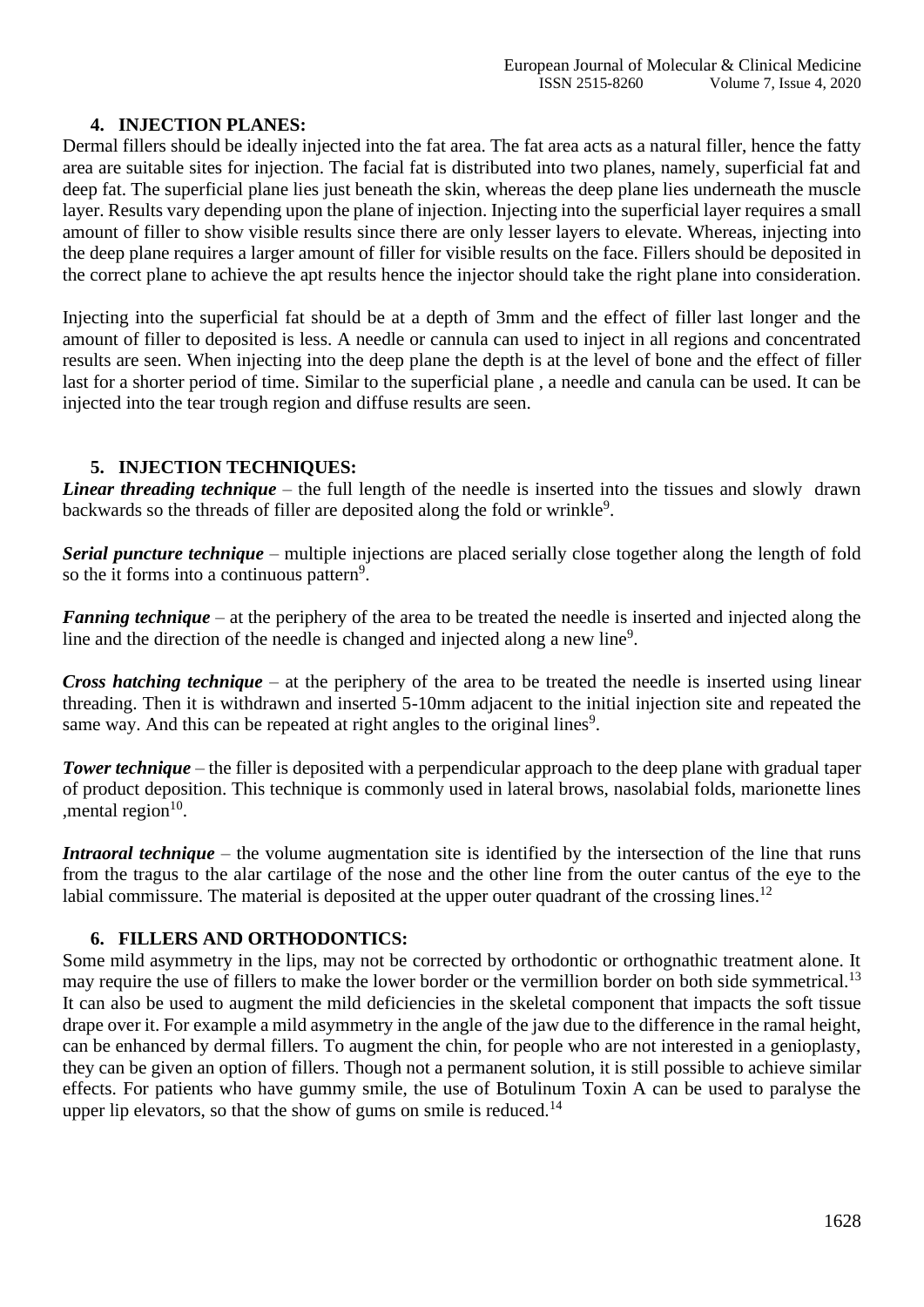## 4. INJECTION PLANES:

Dermal fillers should be ideally injected into the fat area. The fat area acts as a natural filler, hence the fatty area are suitable sites for injection. The facial fat is distributed into two planes, namely, superficial fat and deep fat. The superficial plane lies just beneath the skin, whereas the deep plane lies underneath the muscle layer. Results vary depending upon the plane of injection. Injecting into the superficial layer requires a small amount of filler to show visible results since there are only lesser layers to elevate. Whereas, injecting into the deep plane requires a larger amount of filler for visible results on the face. Fillers should be deposited in the correct plane to achieve the apt results hence the injector should take the right plane into consideration.

Injecting into the superficial fat should be at a depth of 3mm and the effect of filler last longer and the amount of filler to deposited is less. A needle or cannula can used to inject in all regions and concentrated results are seen. When injecting into the deep plane the depth is at the level of bone and the effect of filler last for a shorter period of time. Similar to the superficial plane , a needle and canula can be used. It can be injected into the tear trough region and diffuse results are seen.

## 5. INJECTION TECHNIQUES:

***Linear threading technique*** – the full length of the needle is inserted into the tissues and slowly drawn backwards so the threads of filler are deposited along the fold or wrinkle[9].

***Serial puncture technique*** – multiple injections are placed serially close together along the length of fold so the it forms into a continuous pattern[9].

***Fanning technique*** – at the periphery of the area to be treated the needle is inserted and injected along the line and the direction of the needle is changed and injected along a new line[9].

***Cross hatching technique*** – at the periphery of the area to be treated the needle is inserted using linear threading. Then it is withdrawn and inserted 5-10mm adjacent to the initial injection site and repeated the same way. And this can be repeated at right angles to the original lines[9].

***Tower technique*** – the filler is deposited with a perpendicular approach to the deep plane with gradual taper of product deposition. This technique is commonly used in lateral brows, nasolabial folds, marionette lines ,mental region[10].

***Intraoral technique*** – the volume augmentation site is identified by the intersection of the line that runs from the tragus to the alar cartilage of the nose and the other line from the outer cantus of the eye to the labial commissure. The material is deposited at the upper outer quadrant of the crossing lines.[12]

## 6. FILLERS AND ORTHODONTICS:

Some mild asymmetry in the lips, may not be corrected by orthodontic or orthognathic treatment alone. It may require the use of fillers to make the lower border or the vermillion border on both side symmetrical.[13] It can also be used to augment the mild deficiencies in the skeletal component that impacts the soft tissue drape over it. For example a mild asymmetry in the angle of the jaw due to the difference in the ramal height, can be enhanced by dermal fillers. To augment the chin, for people who are not interested in a genioplasty, they can be given an option of fillers. Though not a permanent solution, it is still possible to achieve similar effects. For patients who have gummy smile, the use of Botulinum Toxin A can be used to paralyse the upper lip elevators, so that the show of gums on smile is reduced.[14]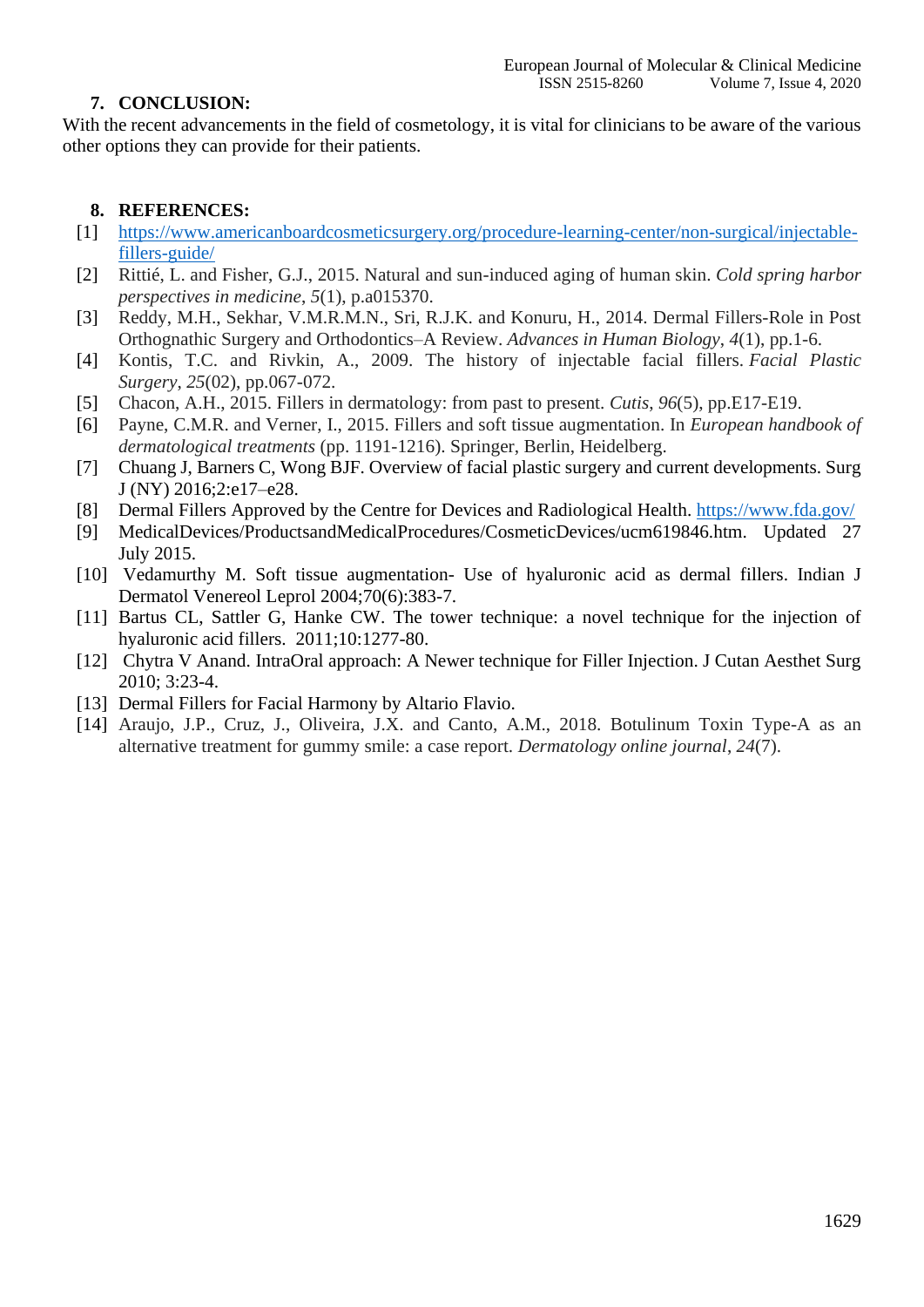## 7. CONCLUSION:

With the recent advancements in the field of cosmetology, it is vital for clinicians to be aware of the various other options they can provide for their patients.

## 8. REFERENCES:

[1] https://www.americanboardcosmeticsurgery.org/procedure-learning-center/non-surgical/injectable-fillers-guide/

[2] Rittié, L. and Fisher, G.J., 2015. Natural and sun-induced aging of human skin. *Cold spring harbor perspectives in medicine*, *5*(1), p.a015370.

[3] Reddy, M.H., Sekhar, V.M.R.M.N., Sri, R.J.K. and Konuru, H., 2014. Dermal Fillers-Role in Post Orthognathic Surgery and Orthodontics–A Review. *Advances in Human Biology*, *4*(1), pp.1-6.

[4] Kontis, T.C. and Rivkin, A., 2009. The history of injectable facial fillers. *Facial Plastic Surgery*, *25*(02), pp.067-072.

[5] Chacon, A.H., 2015. Fillers in dermatology: from past to present. *Cutis*, *96*(5), pp.E17-E19.

[6] Payne, C.M.R. and Verner, I., 2015. Fillers and soft tissue augmentation. In *European handbook of dermatological treatments* (pp. 1191-1216). Springer, Berlin, Heidelberg.

[7] Chuang J, Barners C, Wong BJF. Overview of facial plastic surgery and current developments. Surg J (NY) 2016;2:e17–e28.

[8] Dermal Fillers Approved by the Centre for Devices and Radiological Health. https://www.fda.gov/

[9] MedicalDevices/ProductsandMedicalProcedures/CosmeticDevices/ucm619846.htm. Updated 27 July 2015.

[10] Vedamurthy M. Soft tissue augmentation- Use of hyaluronic acid as dermal fillers. Indian J Dermatol Venereol Leprol 2004;70(6):383-7.

[11] Bartus CL, Sattler G, Hanke CW. The tower technique: a novel technique for the injection of hyaluronic acid fillers. 2011;10:1277-80.

[12] Chytra V Anand. IntraOral approach: A Newer technique for Filler Injection. J Cutan Aesthet Surg 2010; 3:23-4.

[13] Dermal Fillers for Facial Harmony by Altario Flavio.

[14] Araujo, J.P., Cruz, J., Oliveira, J.X. and Canto, A.M., 2018. Botulinum Toxin Type-A as an alternative treatment for gummy smile: a case report. *Dermatology online journal*, *24*(7).